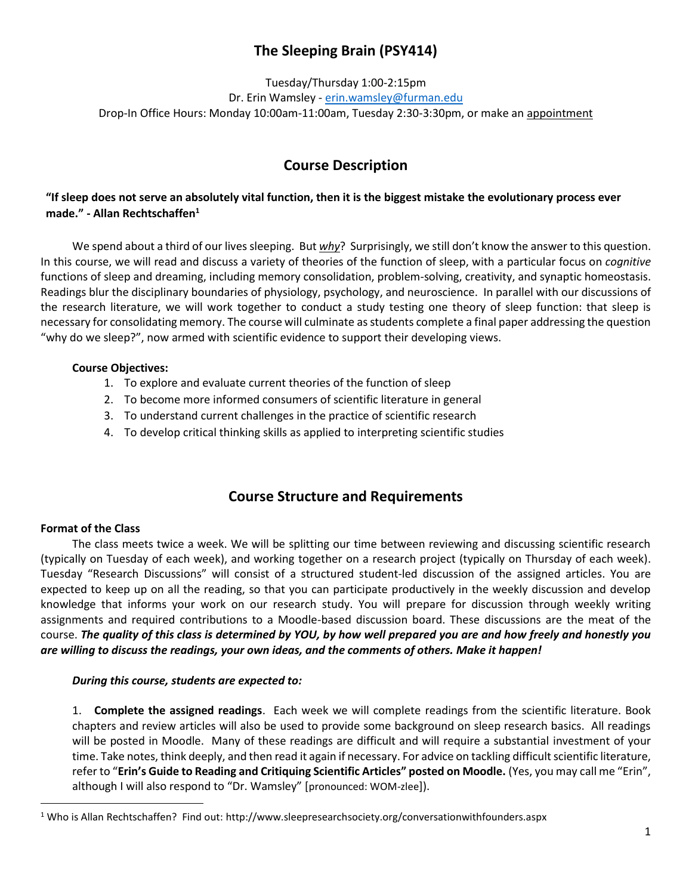# The Sleeping Brain (PSY414)

Tuesday/Thursday 1:00-2:15pm
Dr. Erin Wamsley - erin.wamsley@furman.edu
Drop-In Office Hours: Monday 10:00am-11:00am, Tuesday 2:30-3:30pm, or make an appointment

## Course Description

**"If sleep does not serve an absolutely vital function, then it is the biggest mistake the evolutionary process ever made." - Allan Rechtschaffen[1]**

We spend about a third of our lives sleeping. But ***why***? Surprisingly, we still don't know the answer to this question. In this course, we will read and discuss a variety of theories of the function of sleep, with a particular focus on *cognitive* functions of sleep and dreaming, including memory consolidation, problem-solving, creativity, and synaptic homeostasis. Readings blur the disciplinary boundaries of physiology, psychology, and neuroscience. In parallel with our discussions of the research literature, we will work together to conduct a study testing one theory of sleep function: that sleep is necessary for consolidating memory. The course will culminate as students complete a final paper addressing the question "why do we sleep?", now armed with scientific evidence to support their developing views.

**Course Objectives:**

1. To explore and evaluate current theories of the function of sleep
2. To become more informed consumers of scientific literature in general
3. To understand current challenges in the practice of scientific research
4. To develop critical thinking skills as applied to interpreting scientific studies

## Course Structure and Requirements

**Format of the Class**

The class meets twice a week. We will be splitting our time between reviewing and discussing scientific research (typically on Tuesday of each week), and working together on a research project (typically on Thursday of each week). Tuesday "Research Discussions" will consist of a structured student-led discussion of the assigned articles. You are expected to keep up on all the reading, so that you can participate productively in the weekly discussion and develop knowledge that informs your work on our research study. You will prepare for discussion through weekly writing assignments and required contributions to a Moodle-based discussion board. These discussions are the meat of the course. ***The quality of this class is determined by YOU, by how well prepared you are and how freely and honestly you are willing to discuss the readings, your own ideas, and the comments of others. Make it happen!***

***During this course, students are expected to:***

1. **Complete the assigned readings**. Each week we will complete readings from the scientific literature. Book chapters and review articles will also be used to provide some background on sleep research basics. All readings will be posted in Moodle. Many of these readings are difficult and will require a substantial investment of your time. Take notes, think deeply, and then read it again if necessary. For advice on tackling difficult scientific literature, refer to "**Erin's Guide to Reading and Critiquing Scientific Articles" posted on Moodle.** (Yes, you may call me "Erin", although I will also respond to "Dr. Wamsley" [pronounced: WOM-zlee]).

[1] Who is Allan Rechtschaffen? Find out: http://www.sleepresearchsociety.org/conversationwithfounders.aspx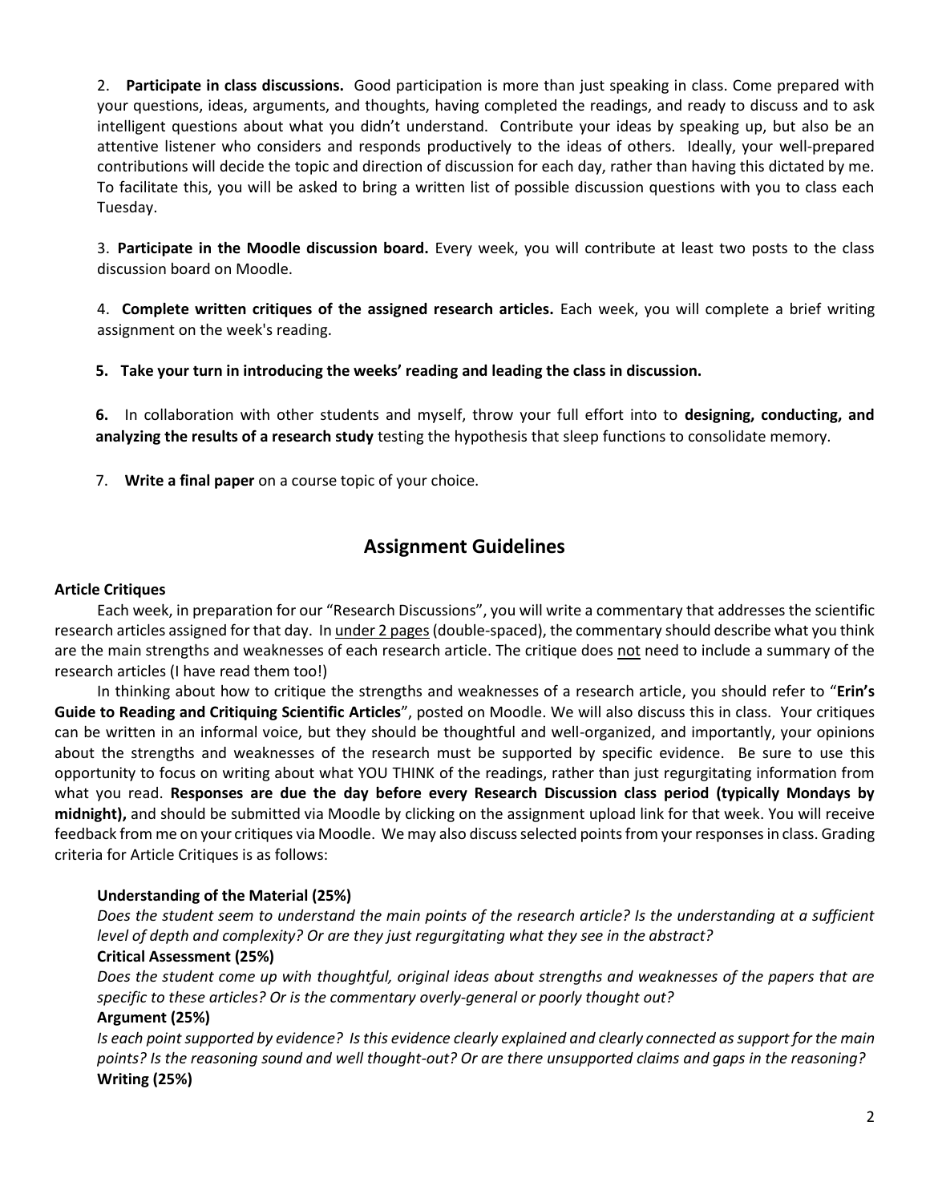2. **Participate in class discussions.** Good participation is more than just speaking in class. Come prepared with your questions, ideas, arguments, and thoughts, having completed the readings, and ready to discuss and to ask intelligent questions about what you didn't understand. Contribute your ideas by speaking up, but also be an attentive listener who considers and responds productively to the ideas of others. Ideally, your well-prepared contributions will decide the topic and direction of discussion for each day, rather than having this dictated by me. To facilitate this, you will be asked to bring a written list of possible discussion questions with you to class each Tuesday.

3. **Participate in the Moodle discussion board.** Every week, you will contribute at least two posts to the class discussion board on Moodle.

4. **Complete written critiques of the assigned research articles.** Each week, you will complete a brief writing assignment on the week's reading.

5. **Take your turn in introducing the weeks' reading and leading the class in discussion.**

6. In collaboration with other students and myself, throw your full effort into to **designing, conducting, and analyzing the results of a research study** testing the hypothesis that sleep functions to consolidate memory.

7. **Write a final paper** on a course topic of your choice.

## Assignment Guidelines

**Article Critiques**

Each week, in preparation for our "Research Discussions", you will write a commentary that addresses the scientific research articles assigned for that day. In under 2 pages (double-spaced), the commentary should describe what you think are the main strengths and weaknesses of each research article. The critique does not need to include a summary of the research articles (I have read them too!)

In thinking about how to critique the strengths and weaknesses of a research article, you should refer to "**Erin's Guide to Reading and Critiquing Scientific Articles**", posted on Moodle. We will also discuss this in class. Your critiques can be written in an informal voice, but they should be thoughtful and well-organized, and importantly, your opinions about the strengths and weaknesses of the research must be supported by specific evidence. Be sure to use this opportunity to focus on writing about what YOU THINK of the readings, rather than just regurgitating information from what you read. **Responses are due the day before every Research Discussion class period (typically Mondays by midnight),** and should be submitted via Moodle by clicking on the assignment upload link for that week. You will receive feedback from me on your critiques via Moodle. We may also discuss selected points from your responses in class. Grading criteria for Article Critiques is as follows:

**Understanding of the Material (25%)**
*Does the student seem to understand the main points of the research article? Is the understanding at a sufficient level of depth and complexity? Or are they just regurgitating what they see in the abstract?*

**Critical Assessment (25%)**
*Does the student come up with thoughtful, original ideas about strengths and weaknesses of the papers that are specific to these articles? Or is the commentary overly-general or poorly thought out?*

**Argument (25%)**
*Is each point supported by evidence? Is this evidence clearly explained and clearly connected as support for the main points? Is the reasoning sound and well thought-out? Or are there unsupported claims and gaps in the reasoning?*

**Writing (25%)**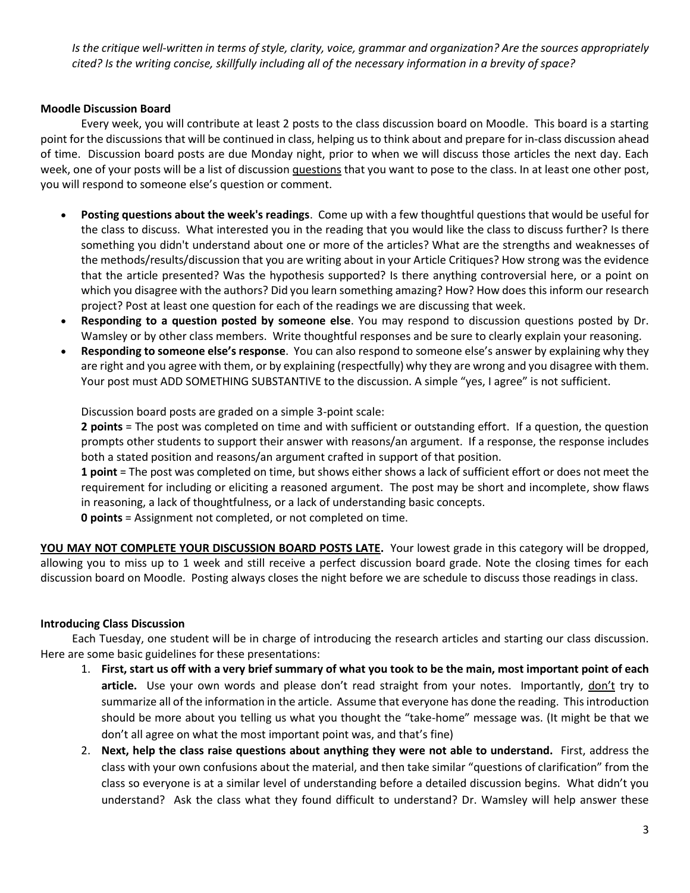*Is the critique well-written in terms of style, clarity, voice, grammar and organization? Are the sources appropriately cited? Is the writing concise, skillfully including all of the necessary information in a brevity of space?*

**Moodle Discussion Board**

Every week, you will contribute at least 2 posts to the class discussion board on Moodle. This board is a starting point for the discussions that will be continued in class, helping us to think about and prepare for in-class discussion ahead of time. Discussion board posts are due Monday night, prior to when we will discuss those articles the next day. Each week, one of your posts will be a list of discussion <u>questions</u> that you want to pose to the class. In at least one other post, you will respond to someone else's question or comment.

- **Posting questions about the week's readings**. Come up with a few thoughtful questions that would be useful for the class to discuss. What interested you in the reading that you would like the class to discuss further? Is there something you didn't understand about one or more of the articles? What are the strengths and weaknesses of the methods/results/discussion that you are writing about in your Article Critiques? How strong was the evidence that the article presented? Was the hypothesis supported? Is there anything controversial here, or a point on which you disagree with the authors? Did you learn something amazing? How? How does this inform our research project? Post at least one question for each of the readings we are discussing that week.
- **Responding to a question posted by someone else**. You may respond to discussion questions posted by Dr. Wamsley or by other class members. Write thoughtful responses and be sure to clearly explain your reasoning.
- **Responding to someone else's response**. You can also respond to someone else's answer by explaining why they are right and you agree with them, or by explaining (respectfully) why they are wrong and you disagree with them. Your post must ADD SOMETHING SUBSTANTIVE to the discussion. A simple "yes, I agree" is not sufficient.

Discussion board posts are graded on a simple 3-point scale:

**2 points** = The post was completed on time and with sufficient or outstanding effort. If a question, the question prompts other students to support their answer with reasons/an argument. If a response, the response includes both a stated position and reasons/an argument crafted in support of that position.

**1 point** = The post was completed on time, but shows either shows a lack of sufficient effort or does not meet the requirement for including or eliciting a reasoned argument. The post may be short and incomplete, show flaws in reasoning, a lack of thoughtfulness, or a lack of understanding basic concepts.

**0 points** = Assignment not completed, or not completed on time.

**<u>YOU MAY NOT COMPLETE YOUR DISCUSSION BOARD POSTS LATE</u>.** Your lowest grade in this category will be dropped, allowing you to miss up to 1 week and still receive a perfect discussion board grade. Note the closing times for each discussion board on Moodle. Posting always closes the night before we are schedule to discuss those readings in class.

**Introducing Class Discussion**

Each Tuesday, one student will be in charge of introducing the research articles and starting our class discussion. Here are some basic guidelines for these presentations:

1. **First, start us off with a very brief summary of what you took to be the main, most important point of each article.** Use your own words and please don't read straight from your notes. Importantly, <u>don't</u> try to summarize all of the information in the article. Assume that everyone has done the reading. This introduction should be more about you telling us what you thought the "take-home" message was. (It might be that we don't all agree on what the most important point was, and that's fine)
2. **Next, help the class raise questions about anything they were not able to understand.** First, address the class with your own confusions about the material, and then take similar "questions of clarification" from the class so everyone is at a similar level of understanding before a detailed discussion begins. What didn't you understand? Ask the class what they found difficult to understand? Dr. Wamsley will help answer these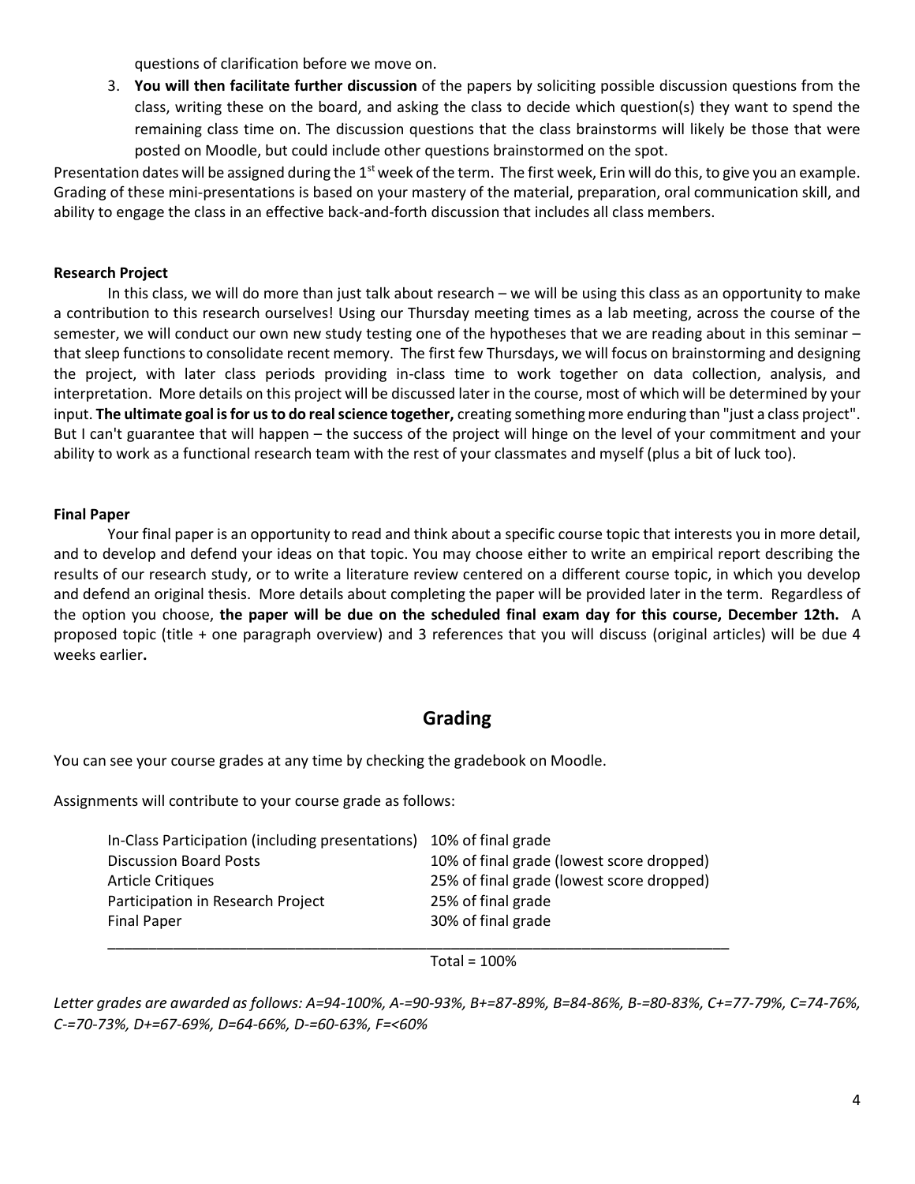questions of clarification before we move on.

3. **You will then facilitate further discussion** of the papers by soliciting possible discussion questions from the class, writing these on the board, and asking the class to decide which question(s) they want to spend the remaining class time on. The discussion questions that the class brainstorms will likely be those that were posted on Moodle, but could include other questions brainstormed on the spot.

Presentation dates will be assigned during the 1st week of the term. The first week, Erin will do this, to give you an example. Grading of these mini-presentations is based on your mastery of the material, preparation, oral communication skill, and ability to engage the class in an effective back-and-forth discussion that includes all class members.

**Research Project**

In this class, we will do more than just talk about research – we will be using this class as an opportunity to make a contribution to this research ourselves! Using our Thursday meeting times as a lab meeting, across the course of the semester, we will conduct our own new study testing one of the hypotheses that we are reading about in this seminar – that sleep functions to consolidate recent memory. The first few Thursdays, we will focus on brainstorming and designing the project, with later class periods providing in-class time to work together on data collection, analysis, and interpretation. More details on this project will be discussed later in the course, most of which will be determined by your input. **The ultimate goal is for us to do real science together,** creating something more enduring than "just a class project". But I can't guarantee that will happen – the success of the project will hinge on the level of your commitment and your ability to work as a functional research team with the rest of your classmates and myself (plus a bit of luck too).

**Final Paper**

Your final paper is an opportunity to read and think about a specific course topic that interests you in more detail, and to develop and defend your ideas on that topic. You may choose either to write an empirical report describing the results of our research study, or to write a literature review centered on a different course topic, in which you develop and defend an original thesis. More details about completing the paper will be provided later in the term. Regardless of the option you choose, **the paper will be due on the scheduled final exam day for this course, December 12th.** A proposed topic (title + one paragraph overview) and 3 references that you will discuss (original articles) will be due 4 weeks earlier**.**

## Grading

You can see your course grades at any time by checking the gradebook on Moodle.

Assignments will contribute to your course grade as follows:

| Assignment | Weight |
|---|---|
| In-Class Participation (including presentations) | 10% of final grade |
| Discussion Board Posts | 10% of final grade (lowest score dropped) |
| Article Critiques | 25% of final grade (lowest score dropped) |
| Participation in Research Project | 25% of final grade |
| Final Paper | 30% of final grade |
| | Total = 100% |

*Letter grades are awarded as follows: A=94-100%, A-=90-93%, B+=87-89%, B=84-86%, B-=80-83%, C+=77-79%, C=74-76%, C-=70-73%, D+=67-69%, D=64-66%, D-=60-63%, F=<60%*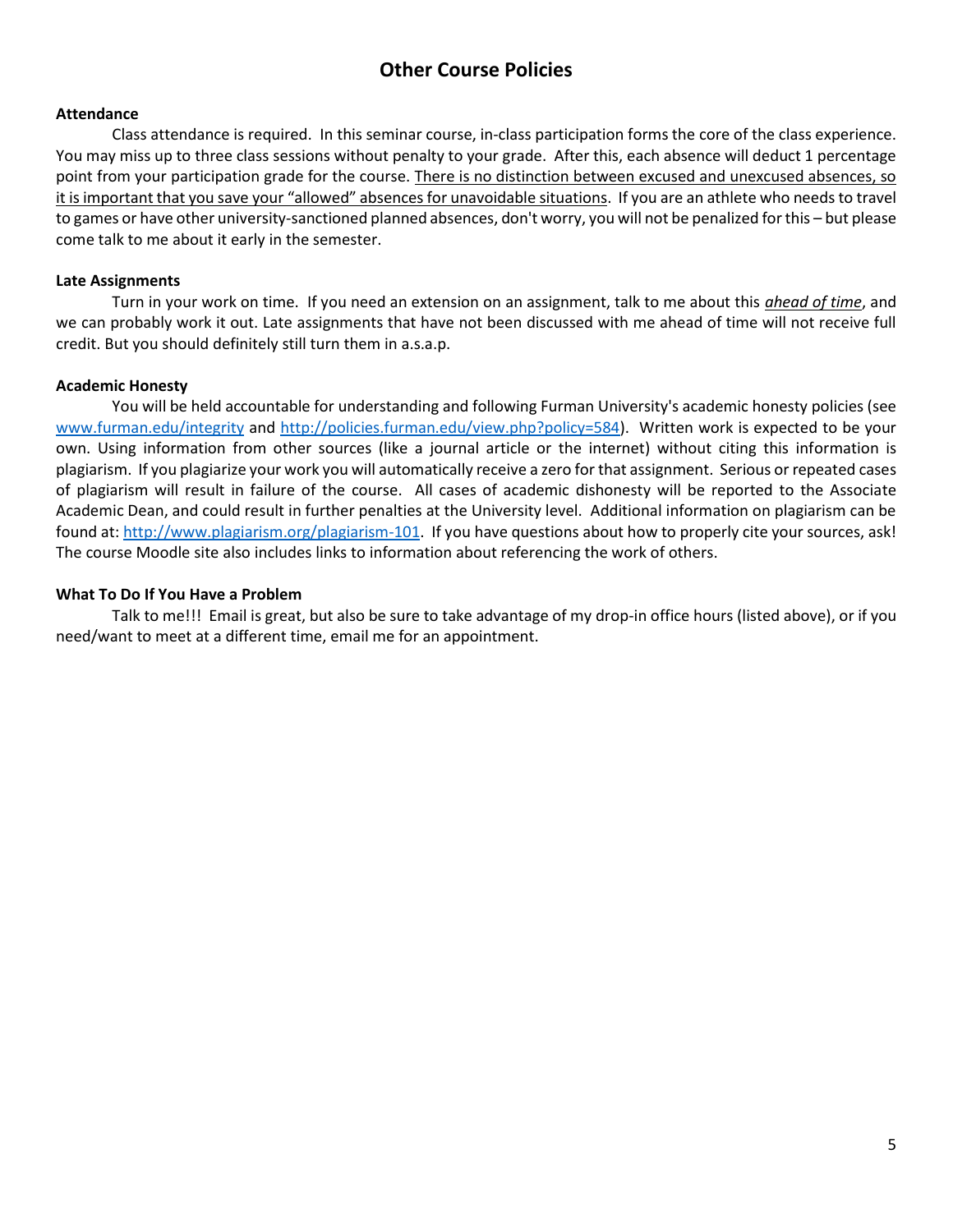## Other Course Policies

**Attendance**

Class attendance is required. In this seminar course, in-class participation forms the core of the class experience. You may miss up to three class sessions without penalty to your grade. After this, each absence will deduct 1 percentage point from your participation grade for the course. <u>There is no distinction between excused and unexcused absences, so it is important that you save your "allowed" absences for unavoidable situations</u>. If you are an athlete who needs to travel to games or have other university-sanctioned planned absences, don't worry, you will not be penalized for this – but please come talk to me about it early in the semester.

**Late Assignments**

Turn in your work on time. If you need an extension on an assignment, talk to me about this ***<u>ahead of time</u>***, and we can probably work it out. Late assignments that have not been discussed with me ahead of time will not receive full credit. But you should definitely still turn them in a.s.a.p.

**Academic Honesty**

You will be held accountable for understanding and following Furman University's academic honesty policies (see [www.furman.edu/integrity](www.furman.edu/integrity) and [http://policies.furman.edu/view.php?policy=584](http://policies.furman.edu/view.php?policy=584)). Written work is expected to be your own. Using information from other sources (like a journal article or the internet) without citing this information is plagiarism. If you plagiarize your work you will automatically receive a zero for that assignment. Serious or repeated cases of plagiarism will result in failure of the course. All cases of academic dishonesty will be reported to the Associate Academic Dean, and could result in further penalties at the University level. Additional information on plagiarism can be found at: [http://www.plagiarism.org/plagiarism-101](http://www.plagiarism.org/plagiarism-101). If you have questions about how to properly cite your sources, ask! The course Moodle site also includes links to information about referencing the work of others.

**What To Do If You Have a Problem**

Talk to me!!! Email is great, but also be sure to take advantage of my drop-in office hours (listed above), or if you need/want to meet at a different time, email me for an appointment.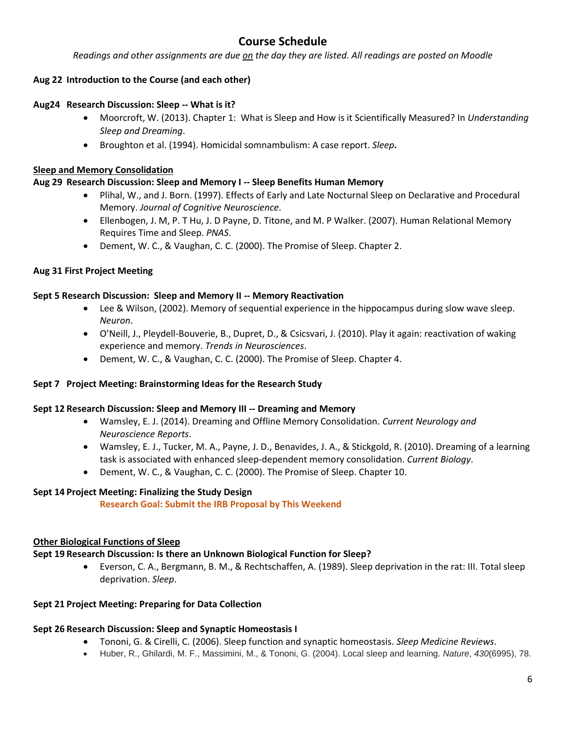# Course Schedule

*Readings and other assignments are due on the day they are listed. All readings are posted on Moodle*

**Aug 22 Introduction to the Course (and each other)**

**Aug24 Research Discussion: Sleep -- What is it?**

- Moorcroft, W. (2013). Chapter 1: What is Sleep and How is it Scientifically Measured? In *Understanding Sleep and Dreaming*.
- Broughton et al. (1994). Homicidal somnambulism: A case report. *Sleep***.**

**Sleep and Memory Consolidation**

**Aug 29 Research Discussion: Sleep and Memory I -- Sleep Benefits Human Memory**

- Plihal, W., and J. Born. (1997). Effects of Early and Late Nocturnal Sleep on Declarative and Procedural Memory. *Journal of Cognitive Neuroscience*.
- Ellenbogen, J. M, P. T Hu, J. D Payne, D. Titone, and M. P Walker. (2007). Human Relational Memory Requires Time and Sleep. *PNAS*.
- Dement, W. C., & Vaughan, C. C. (2000). The Promise of Sleep. Chapter 2.

**Aug 31 First Project Meeting**

**Sept 5 Research Discussion: Sleep and Memory II -- Memory Reactivation**

- Lee & Wilson, (2002). Memory of sequential experience in the hippocampus during slow wave sleep. *Neuron*.
- O'Neill, J., Pleydell-Bouverie, B., Dupret, D., & Csicsvari, J. (2010). Play it again: reactivation of waking experience and memory. *Trends in Neurosciences*.
- Dement, W. C., & Vaughan, C. C. (2000). The Promise of Sleep. Chapter 4.

**Sept 7 Project Meeting: Brainstorming Ideas for the Research Study**

**Sept 12 Research Discussion: Sleep and Memory III -- Dreaming and Memory**

- Wamsley, E. J. (2014). Dreaming and Offline Memory Consolidation. *Current Neurology and Neuroscience Reports*.
- Wamsley, E. J., Tucker, M. A., Payne, J. D., Benavides, J. A., & Stickgold, R. (2010). Dreaming of a learning task is associated with enhanced sleep-dependent memory consolidation. *Current Biology*.
- Dement, W. C., & Vaughan, C. C. (2000). The Promise of Sleep. Chapter 10.

**Sept 14 Project Meeting: Finalizing the Study Design**

**Research Goal: Submit the IRB Proposal by This Weekend**

**Other Biological Functions of Sleep**

**Sept 19 Research Discussion: Is there an Unknown Biological Function for Sleep?**

- Everson, C. A., Bergmann, B. M., & Rechtschaffen, A. (1989). Sleep deprivation in the rat: III. Total sleep deprivation. *Sleep*.

**Sept 21 Project Meeting: Preparing for Data Collection**

**Sept 26 Research Discussion: Sleep and Synaptic Homeostasis I**

- Tononi, G. & Cirelli, C. (2006). Sleep function and synaptic homeostasis. *Sleep Medicine Reviews*.
- Huber, R., Ghilardi, M. F., Massimini, M., & Tononi, G. (2004). Local sleep and learning. *Nature*, *430*(6995), 78.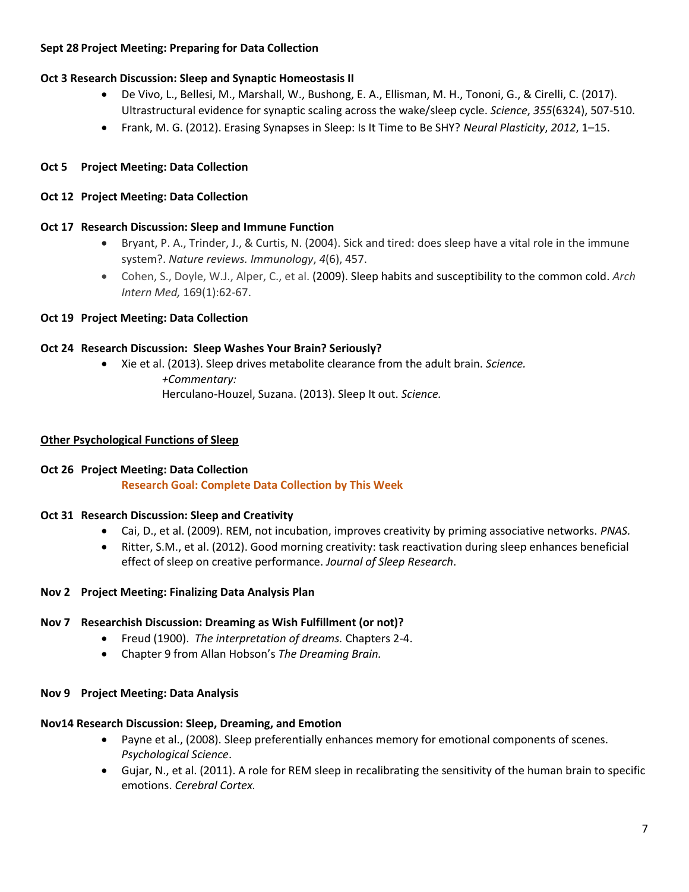**Sept 28 Project Meeting: Preparing for Data Collection**

**Oct 3 Research Discussion: Sleep and Synaptic Homeostasis II**

- De Vivo, L., Bellesi, M., Marshall, W., Bushong, E. A., Ellisman, M. H., Tononi, G., & Cirelli, C. (2017). Ultrastructural evidence for synaptic scaling across the wake/sleep cycle. *Science*, *355*(6324), 507-510.
- Frank, M. G. (2012). Erasing Synapses in Sleep: Is It Time to Be SHY? *Neural Plasticity*, *2012*, 1–15.

**Oct 5 Project Meeting: Data Collection**

**Oct 12 Project Meeting: Data Collection**

**Oct 17 Research Discussion: Sleep and Immune Function**

- Bryant, P. A., Trinder, J., & Curtis, N. (2004). Sick and tired: does sleep have a vital role in the immune system?. *Nature reviews. Immunology*, *4*(6), 457.
- Cohen, S., Doyle, W.J., Alper, C., et al. (2009). Sleep habits and susceptibility to the common cold. *Arch Intern Med,* 169(1):62-67.

**Oct 19 Project Meeting: Data Collection**

**Oct 24 Research Discussion: Sleep Washes Your Brain? Seriously?**

- Xie et al. (2013). Sleep drives metabolite clearance from the adult brain. *Science.*
  *+Commentary:*
  Herculano-Houzel, Suzana. (2013). Sleep It out. *Science.*

**Other Psychological Functions of Sleep**

**Oct 26 Project Meeting: Data Collection**
**Research Goal: Complete Data Collection by This Week**

**Oct 31 Research Discussion: Sleep and Creativity**

- Cai, D., et al. (2009). REM, not incubation, improves creativity by priming associative networks. *PNAS.*
- Ritter, S.M., et al. (2012). Good morning creativity: task reactivation during sleep enhances beneficial effect of sleep on creative performance. *Journal of Sleep Research*.

**Nov 2 Project Meeting: Finalizing Data Analysis Plan**

**Nov 7 Researchish Discussion: Dreaming as Wish Fulfillment (or not)?**

- Freud (1900). *The interpretation of dreams.* Chapters 2-4.
- Chapter 9 from Allan Hobson's *The Dreaming Brain.*

**Nov 9 Project Meeting: Data Analysis**

**Nov14 Research Discussion: Sleep, Dreaming, and Emotion**

- Payne et al., (2008). Sleep preferentially enhances memory for emotional components of scenes. *Psychological Science*.
- Gujar, N., et al. (2011). A role for REM sleep in recalibrating the sensitivity of the human brain to specific emotions. *Cerebral Cortex.*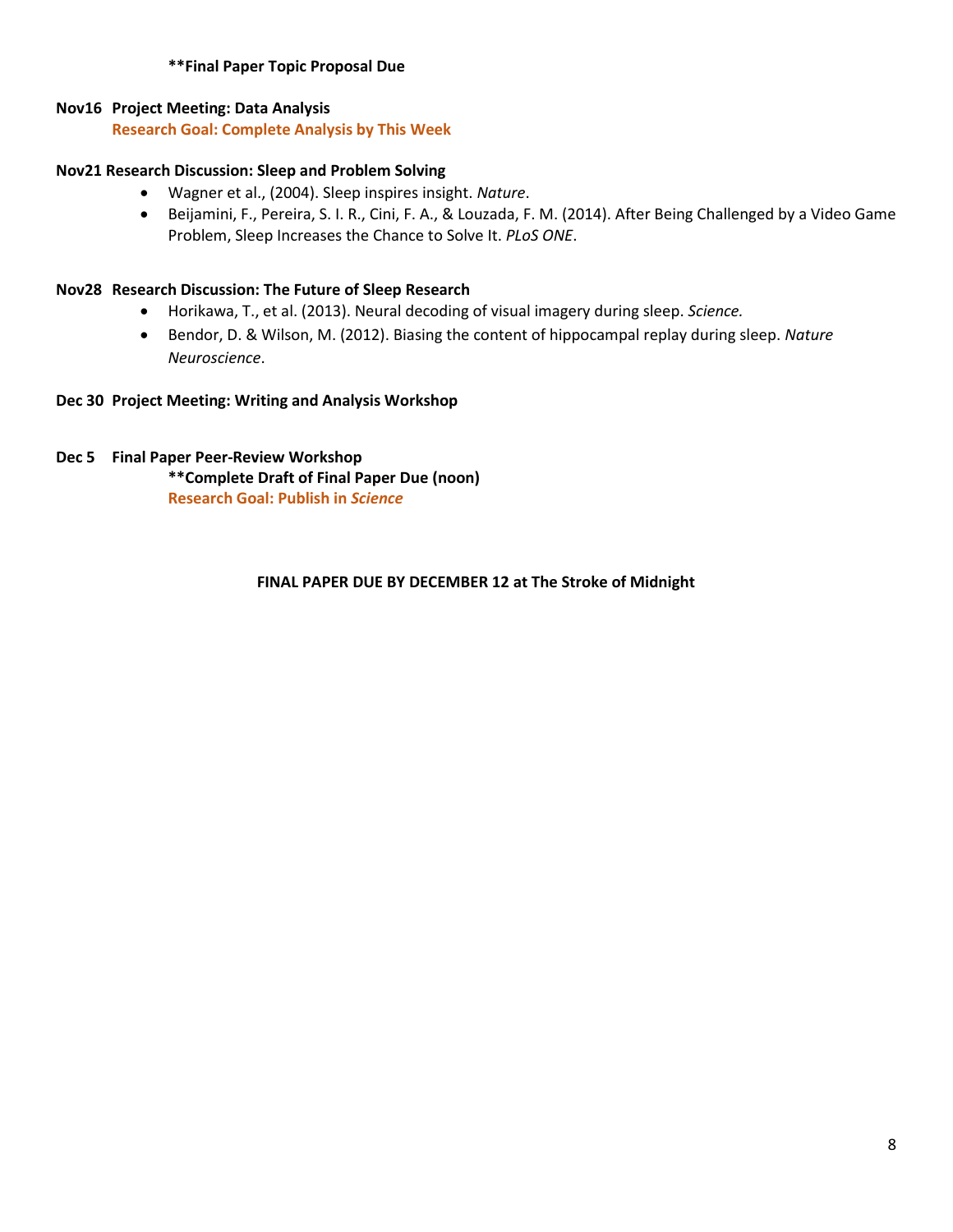**\*\*Final Paper Topic Proposal Due**

**Nov16 Project Meeting: Data Analysis**
**Research Goal: Complete Analysis by This Week**

**Nov21 Research Discussion: Sleep and Problem Solving**

- Wagner et al., (2004). Sleep inspires insight. *Nature*.
- Beijamini, F., Pereira, S. I. R., Cini, F. A., & Louzada, F. M. (2014). After Being Challenged by a Video Game Problem, Sleep Increases the Chance to Solve It. *PLoS ONE*.

**Nov28 Research Discussion: The Future of Sleep Research**

- Horikawa, T., et al. (2013). Neural decoding of visual imagery during sleep. *Science.*
- Bendor, D. & Wilson, M. (2012). Biasing the content of hippocampal replay during sleep. *Nature Neuroscience*.

**Dec 30 Project Meeting: Writing and Analysis Workshop**

**Dec 5 Final Paper Peer-Review Workshop**
**\*\*Complete Draft of Final Paper Due (noon)**
**Research Goal: Publish in *Science***

**FINAL PAPER DUE BY DECEMBER 12 at The Stroke of Midnight**